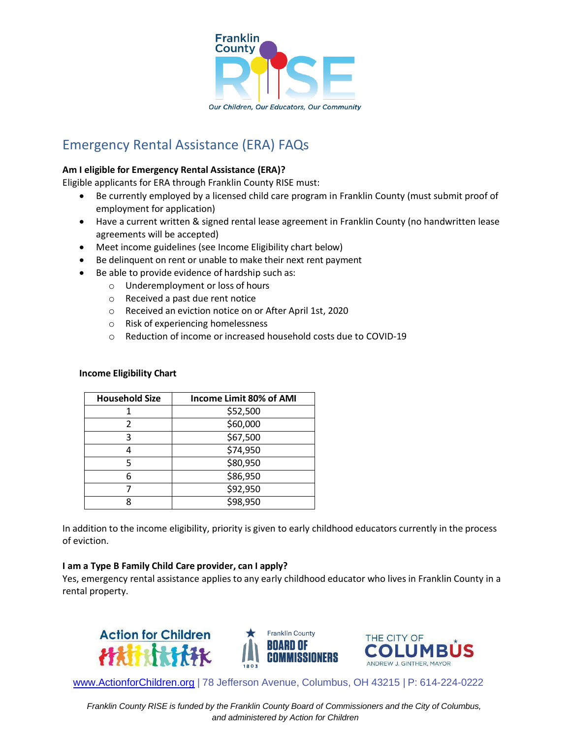Franklin County RISE

*Our Children, Our Educators, Our Community*

# Emergency Rental Assistance (ERA) FAQs

**Am I eligible for Emergency Rental Assistance (ERA)?**

Eligible applicants for ERA through Franklin County RISE must:

- Be currently employed by a licensed child care program in Franklin County (must submit proof of employment for application)
- Have a current written & signed rental lease agreement in Franklin County (no handwritten lease agreements will be accepted)
- Meet income guidelines (see Income Eligibility chart below)
- Be delinquent on rent or unable to make their next rent payment
- Be able to provide evidence of hardship such as:
  - Underemployment or loss of hours
  - Received a past due rent notice
  - Received an eviction notice on or After April 1st, 2020
  - Risk of experiencing homelessness
  - Reduction of income or increased household costs due to COVID-19

**Income Eligibility Chart**

| Household Size | Income Limit 80% of AMI |
|---|---|
| 1 | $52,500 |
| 2 | $60,000 |
| 3 | $67,500 |
| 4 | $74,950 |
| 5 | $80,950 |
| 6 | $86,950 |
| 7 | $92,950 |
| 8 | $98,950 |

In addition to the income eligibility, priority is given to early childhood educators currently in the process of eviction.

**I am a Type B Family Child Care provider, can I apply?**

Yes, emergency rental assistance applies to any early childhood educator who lives in Franklin County in a rental property.

Action for Children | Franklin County Board of Commissioners | The City of Columbus, Andrew J. Ginther, Mayor

www.ActionforChildren.org | 78 Jefferson Avenue, Columbus, OH 43215 | P: 614-224-0222

*Franklin County RISE is funded by the Franklin County Board of Commissioners and the City of Columbus, and administered by Action for Children*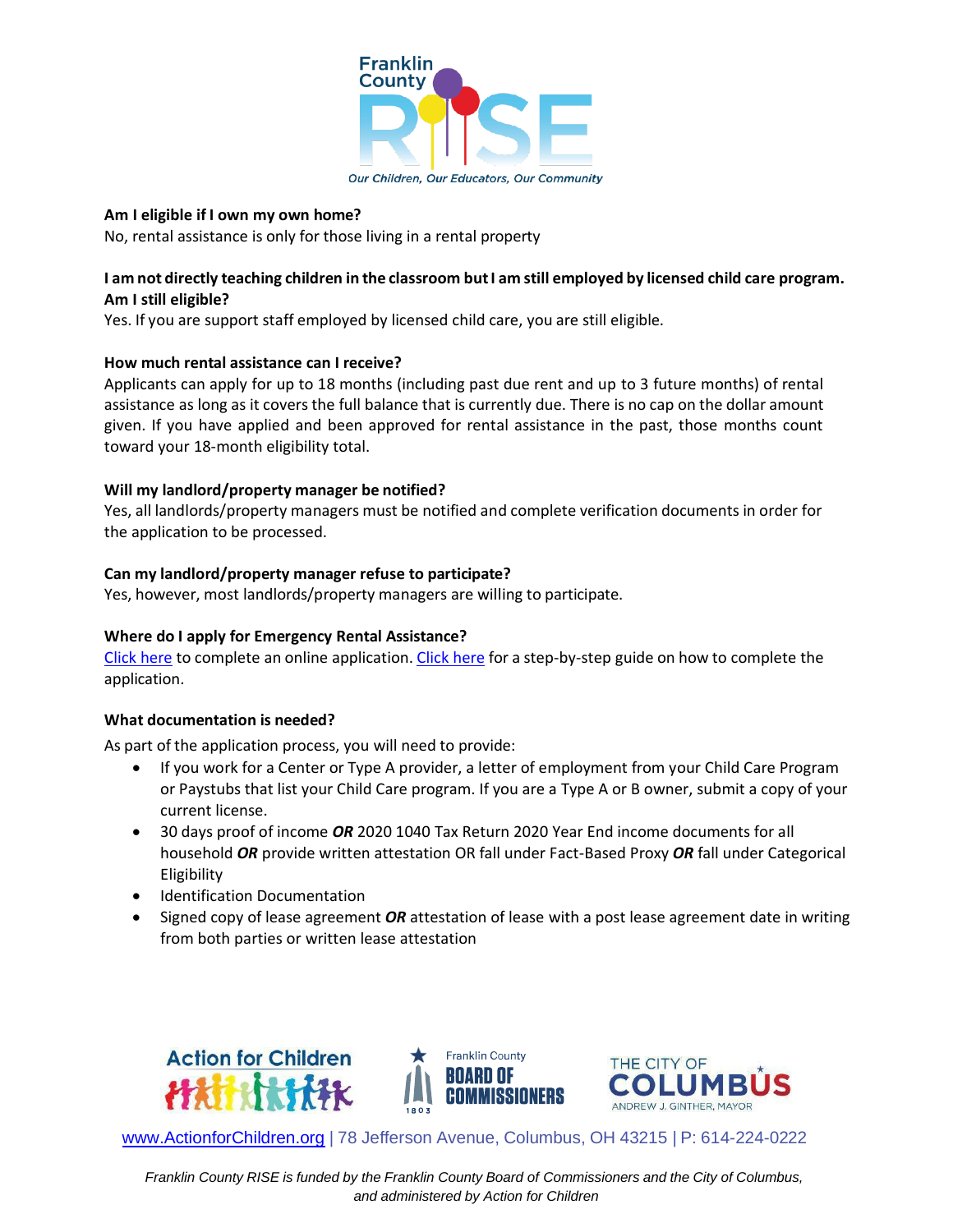**Am I eligible if I own my own home?**

No, rental assistance is only for those living in a rental property

**I am not directly teaching children in the classroom but I am still employed by licensed child care program. Am I still eligible?**

Yes. If you are support staff employed by licensed child care, you are still eligible.

**How much rental assistance can I receive?**

Applicants can apply for up to 18 months (including past due rent and up to 3 future months) of rental assistance as long as it covers the full balance that is currently due. There is no cap on the dollar amount given. If you have applied and been approved for rental assistance in the past, those months count toward your 18-month eligibility total.

**Will my landlord/property manager be notified?**

Yes, all landlords/property managers must be notified and complete verification documents in order for the application to be processed.

**Can my landlord/property manager refuse to participate?**

Yes, however, most landlords/property managers are willing to participate.

**Where do I apply for Emergency Rental Assistance?**

Click here to complete an online application. Click here for a step-by-step guide on how to complete the application.

**What documentation is needed?**

As part of the application process, you will need to provide:

- If you work for a Center or Type A provider, a letter of employment from your Child Care Program or Paystubs that list your Child Care program. If you are a Type A or B owner, submit a copy of your current license.
- 30 days proof of income ***OR*** 2020 1040 Tax Return 2020 Year End income documents for all household ***OR*** provide written attestation OR fall under Fact-Based Proxy ***OR*** fall under Categorical Eligibility
- Identification Documentation
- Signed copy of lease agreement ***OR*** attestation of lease with a post lease agreement date in writing from both parties or written lease attestation

www.ActionforChildren.org | 78 Jefferson Avenue, Columbus, OH 43215 | P: 614-224-0222

*Franklin County RISE is funded by the Franklin County Board of Commissioners and the City of Columbus, and administered by Action for Children*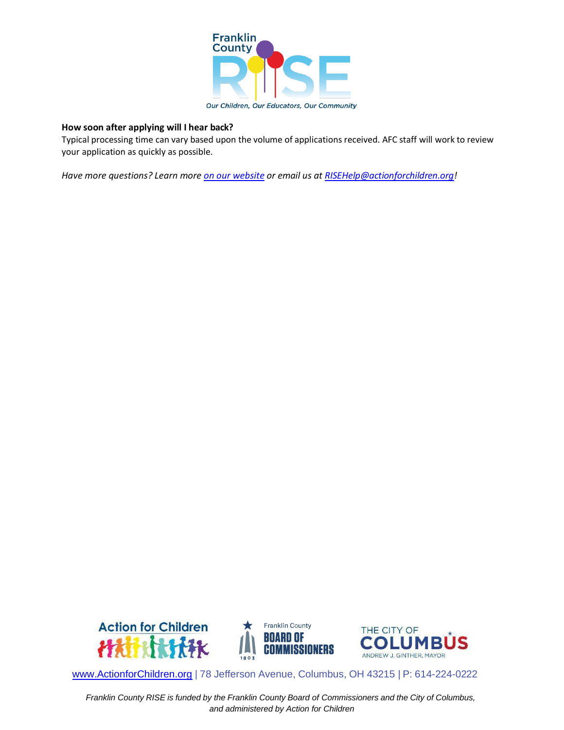**How soon after applying will I hear back?**

Typical processing time can vary based upon the volume of applications received. AFC staff will work to review your application as quickly as possible.

*Have more questions? Learn more [on our website](#) or email us at [RISEHelp@actionforchildren.org](mailto:RISEHelp@actionforchildren.org)!*

www.ActionforChildren.org | 78 Jefferson Avenue, Columbus, OH 43215 | P: 614-224-0222

*Franklin County RISE is funded by the Franklin County Board of Commissioners and the City of Columbus, and administered by Action for Children*